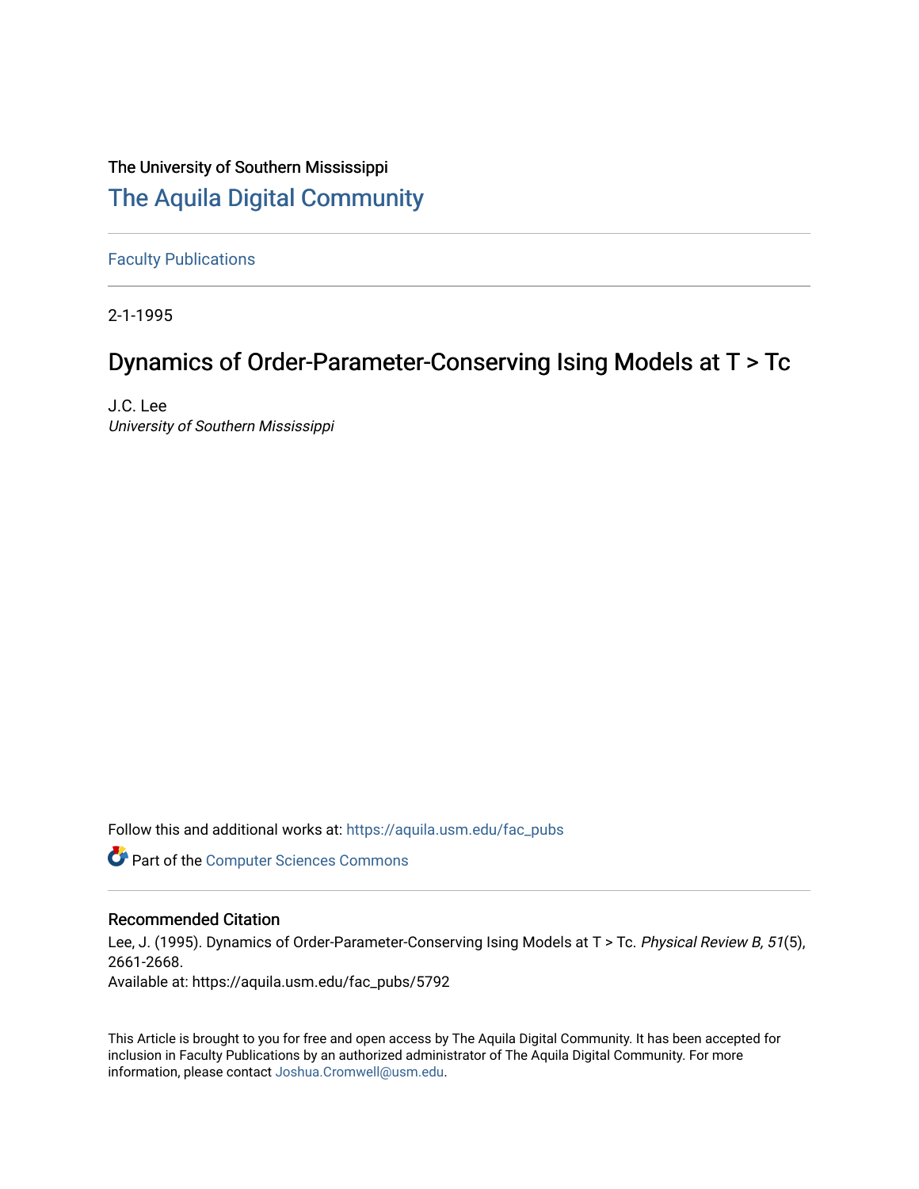The University of Southern Mississippi

# The Aquila Digital Community

Faculty Publications

2-1-1995

# Dynamics of Order-Parameter-Conserving Ising Models at T > Tc

J.C. Lee
*University of Southern Mississippi*

Follow this and additional works at: https://aquila.usm.edu/fac_pubs

Part of the Computer Sciences Commons

## Recommended Citation

Lee, J. (1995). Dynamics of Order-Parameter-Conserving Ising Models at T > Tc. *Physical Review B, 51*(5), 2661-2668.
Available at: https://aquila.usm.edu/fac_pubs/5792

This Article is brought to you for free and open access by The Aquila Digital Community. It has been accepted for inclusion in Faculty Publications by an authorized administrator of The Aquila Digital Community. For more information, please contact Joshua.Cromwell@usm.edu.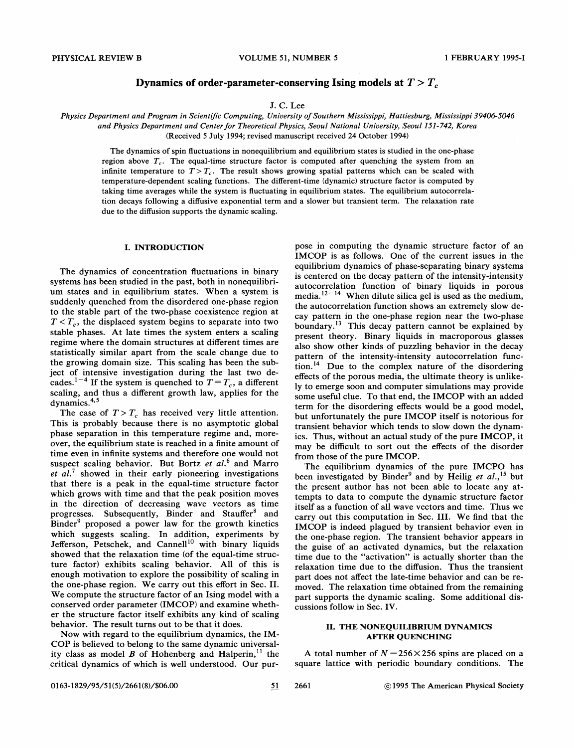# Dynamics of order-parameter-conserving Ising models at $T > T_c$

J. C. Lee

*Physics Department and Program in Scientific Computing, University of Southern Mississippi, Hattiesburg, Mississippi 39406-5046*
*and Physics Department and Center for Theoretical Physics, Seoul National University, Seoul 151-742, Korea*
(Received 5 July 1994; revised manuscript received 24 October 1994)

The dynamics of spin fluctuations in nonequilibrium and equilibrium states is studied in the one-phase region above $T_c$. The equal-time structure factor is computed after quenching the system from an infinite temperature to $T > T_c$. The result shows growing spatial patterns which can be scaled with temperature-dependent scaling functions. The different-time (dynamic) structure factor is computed by taking time averages while the system is fluctuating in equilibrium states. The equilibrium autocorrelation decays following a diffusive exponential term and a slower but transient term. The relaxation rate due to the diffusion supports the dynamic scaling.

## I. INTRODUCTION

The dynamics of concentration fluctuations in binary systems has been studied in the past, both in nonequilibrium states and in equilibrium states. When a system is suddenly quenched from the disordered one-phase region to the stable part of the two-phase coexistence region at $T < T_c$, the displaced system begins to separate into two stable phases. At late times the system enters a scaling regime where the domain structures at different times are statistically similar apart from the scale change due to the growing domain size. This scaling has been the subject of intensive investigation during the last two decades.[1-4] If the system is quenched to $T = T_c$, a different scaling, and thus a different growth law, applies for the dynamics.[4,5]

The case of $T > T_c$ has received very little attention. This is probably because there is no asymptotic global phase separation in this temperature regime and, moreover, the equilibrium state is reached in a finite amount of time even in infinite systems and therefore one would not suspect scaling behavior. But Bortz *et al.*[6] and Marro *et al.*[7] showed in their early pioneering investigations that there is a peak in the equal-time structure factor which grows with time and that the peak position moves in the direction of decreasing wave vectors as time progresses. Subsequently, Binder and Stauffer[8] and Binder[9] proposed a power law for the growth kinetics which suggests scaling. In addition, experiments by Jefferson, Petschek, and Cannell[10] with binary liquids showed that the relaxation time (of the equal-time structure factor) exhibits scaling behavior. All of this is enough motivation to explore the possibility of scaling in the one-phase region. We carry out this effort in Sec. II. We compute the structure factor of an Ising model with a conserved order parameter (IMCOP) and examine whether the structure factor itself exhibits any kind of scaling behavior. The result turns out to be that it does.

Now with regard to the equilibrium dynamics, the IMCOP is believed to belong to the same dynamic universality class as model *B* of Hohenberg and Halperin,[11] the critical dynamics of which is well understood. Our purpose in computing the dynamic structure factor of an IMCOP is as follows. One of the current issues in the equilibrium dynamics of phase-separating binary systems is centered on the decay pattern of the intensity-intensity autocorrelation function of binary liquids in porous media.[12-14] When dilute silica gel is used as the medium, the autocorrelation function shows an extremely slow decay pattern in the one-phase region near the two-phase boundary.[13] This decay pattern cannot be explained by present theory. Binary liquids in macroporous glasses also show other kinds of puzzling behavior in the decay pattern of the intensity-intensity autocorrelation function.[14] Due to the complex nature of the disordering effects of the porous media, the ultimate theory is unlikely to emerge soon and computer simulations may provide some useful clue. To that end, the IMCOP with an added term for the disordering effects would be a good model, but unfortunately the pure IMCOP itself is notorious for transient behavior which tends to slow down the dynamics. Thus, without an actual study of the pure IMCOP, it may be difficult to sort out the effects of the disorder from those of the pure IMCOP.

The equilibrium dynamics of the pure IMCPO has been investigated by Binder[9] and by Heilig *et al.*,[15] but the present author has not been able to locate any attempts to data to compute the dynamic structure factor itself as a function of all wave vectors and time. Thus we carry out this computation in Sec. III. We find that the IMCOP is indeed plagued by transient behavior even in the one-phase region. The transient behavior appears in the guise of an activated dynamics, but the relaxation time due to the "activation" is actually shorter than the relaxation time due to the diffusion. Thus the transient part does not affect the late-time behavior and can be removed. The relaxation time obtained from the remaining part supports the dynamic scaling. Some additional discussions follow in Sec. IV.

## II. THE NONEQUILIBRIUM DYNAMICS AFTER QUENCHING

A total number of $N = 256 \times 256$ spins are placed on a square lattice with periodic boundary conditions. The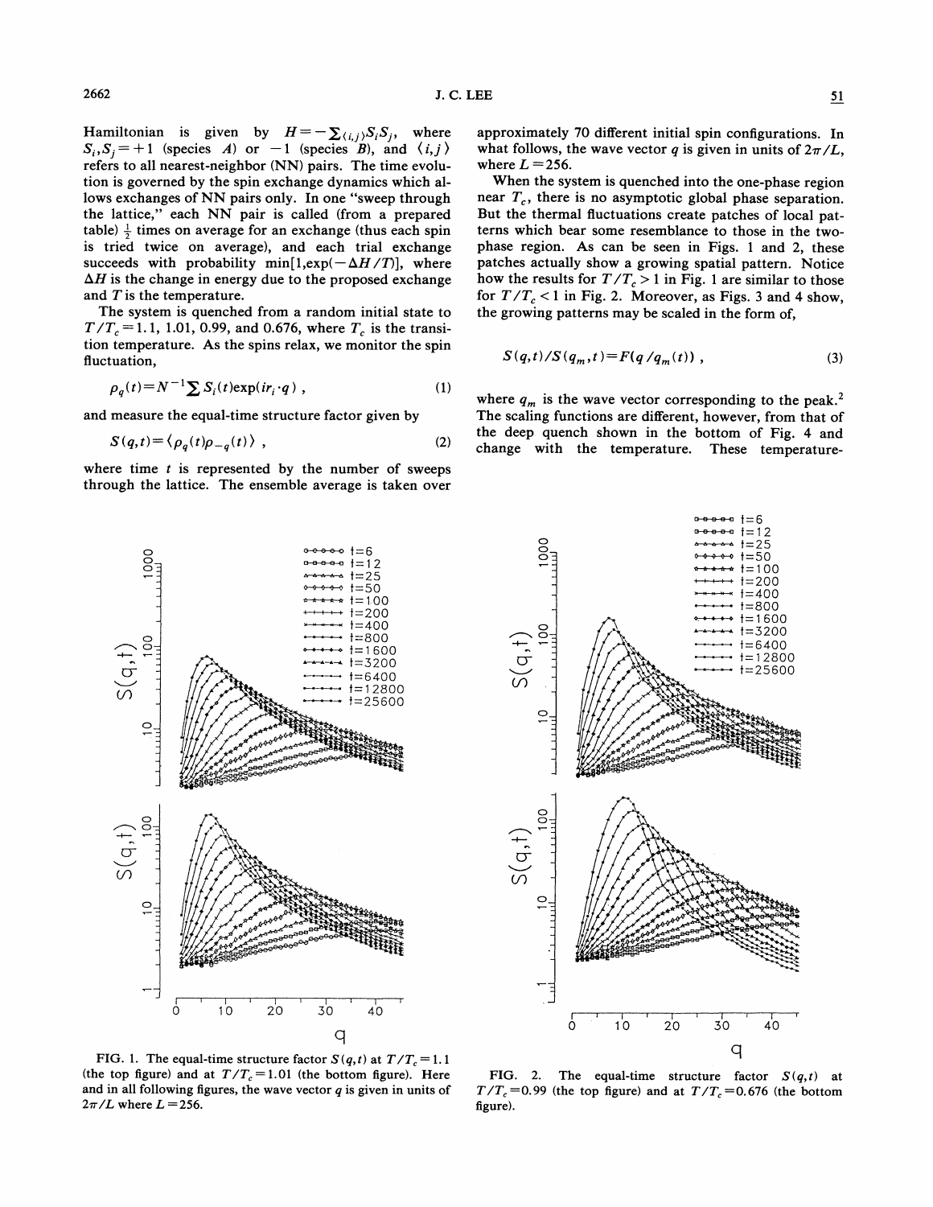Hamiltonian is given by $H=-\sum_{\langle i,j\rangle}S_iS_j$, where $S_i,S_j=+1$ (species $A$) or $-1$ (species $B$), and $\langle i,j\rangle$ refers to all nearest-neighbor (NN) pairs. The time evolution is governed by the spin exchange dynamics which allows exchanges of NN pairs only. In one "sweep through the lattice," each NN pair is called (from a prepared table) $\frac{1}{2}$ times on average for an exchange (thus each spin is tried twice on average), and each trial exchange succeeds with probability $\min[1,\exp(-\Delta H/T)]$, where $\Delta H$ is the change in energy due to the proposed exchange and $T$ is the temperature.

The system is quenched from a random initial state to $T/T_c=1.1$, 1.01, 0.99, and 0.676, where $T_c$ is the transition temperature. As the spins relax, we monitor the spin fluctuation,

$$\rho_q(t)=N^{-1}\sum S_i(t)\exp(ir_i\cdot q)\ , \tag{1}$$

and measure the equal-time structure factor given by

$$S(q,t)=\langle \rho_q(t)\rho_{-q}(t)\rangle\ , \tag{2}$$

where time $t$ is represented by the number of sweeps through the lattice. The ensemble average is taken over approximately 70 different initial spin configurations. In what follows, the wave vector $q$ is given in units of $2\pi/L$, where $L=256$.

When the system is quenched into the one-phase region near $T_c$, there is no asymptotic global phase separation. But the thermal fluctuations create patches of local patterns which bear some resemblance to those in the two-phase region. As can be seen in Figs. 1 and 2, these patches actually show a growing spatial pattern. Notice how the results for $T/T_c>1$ in Fig. 1 are similar to those for $T/T_c<1$ in Fig. 2. Moreover, as Figs. 3 and 4 show, the growing patterns may be scaled in the form of,

$$S(q,t)/S(q_m,t)=F(q/q_m(t))\ , \tag{3}$$

where $q_m$ is the wave vector corresponding to the peak.[2] The scaling functions are different, however, from that of the deep quench shown in the bottom of Fig. 4 and change with the temperature. These temperature-

FIG. 1. The equal-time structure factor $S(q,t)$ at $T/T_c=1.1$ (the top figure) and at $T/T_c=1.01$ (the bottom figure). Here and in all following figures, the wave vector $q$ is given in units of $2\pi/L$ where $L=256$.

FIG. 2. The equal-time structure factor $S(q,t)$ at $T/T_c=0.99$ (the top figure) and at $T/T_c=0.676$ (the bottom figure).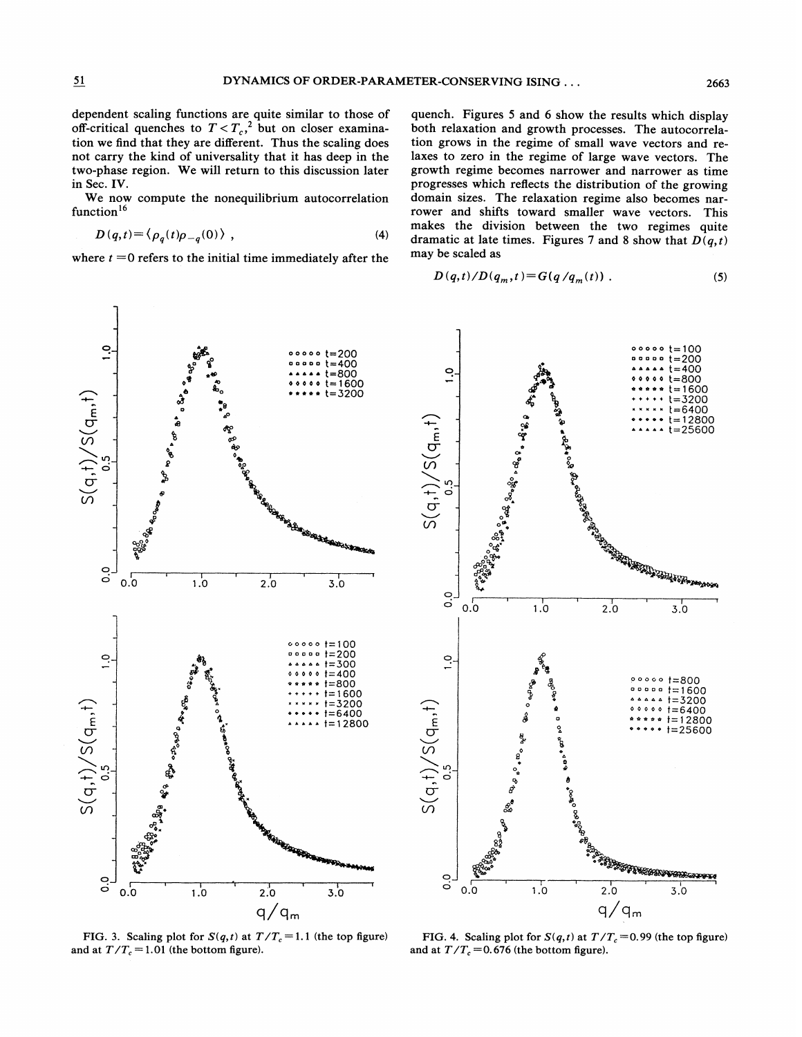dependent scaling functions are quite similar to those of off-critical quenches to $T < T_c$,[2] but on closer examination we find that they are different. Thus the scaling does not carry the kind of universality that it has deep in the two-phase region. We will return to this discussion later in Sec. IV.

We now compute the nonequilibrium autocorrelation function[16]

$$D(q,t) = \langle \rho_q(t) \rho_{-q}(0) \rangle \ , \tag{4}$$

where $t = 0$ refers to the initial time immediately after the quench. Figures 5 and 6 show the results which display both relaxation and growth processes. The autocorrelation grows in the regime of small wave vectors and relaxes to zero in the regime of large wave vectors. The growth regime becomes narrower and narrower as time progresses which reflects the distribution of the growing domain sizes. The relaxation regime also becomes narrower and shifts toward smaller wave vectors. This makes the division between the two regimes quite dramatic at late times. Figures 7 and 8 show that $D(q,t)$ may be scaled as

$$D(q,t)/D(q_m,t) = G(q/q_m(t)) \ . \tag{5}$$

FIG. 3. Scaling plot for $S(q,t)$ at $T/T_c = 1.1$ (the top figure) and at $T/T_c = 1.01$ (the bottom figure).

FIG. 4. Scaling plot for $S(q,t)$ at $T/T_c = 0.99$ (the top figure) and at $T/T_c = 0.676$ (the bottom figure).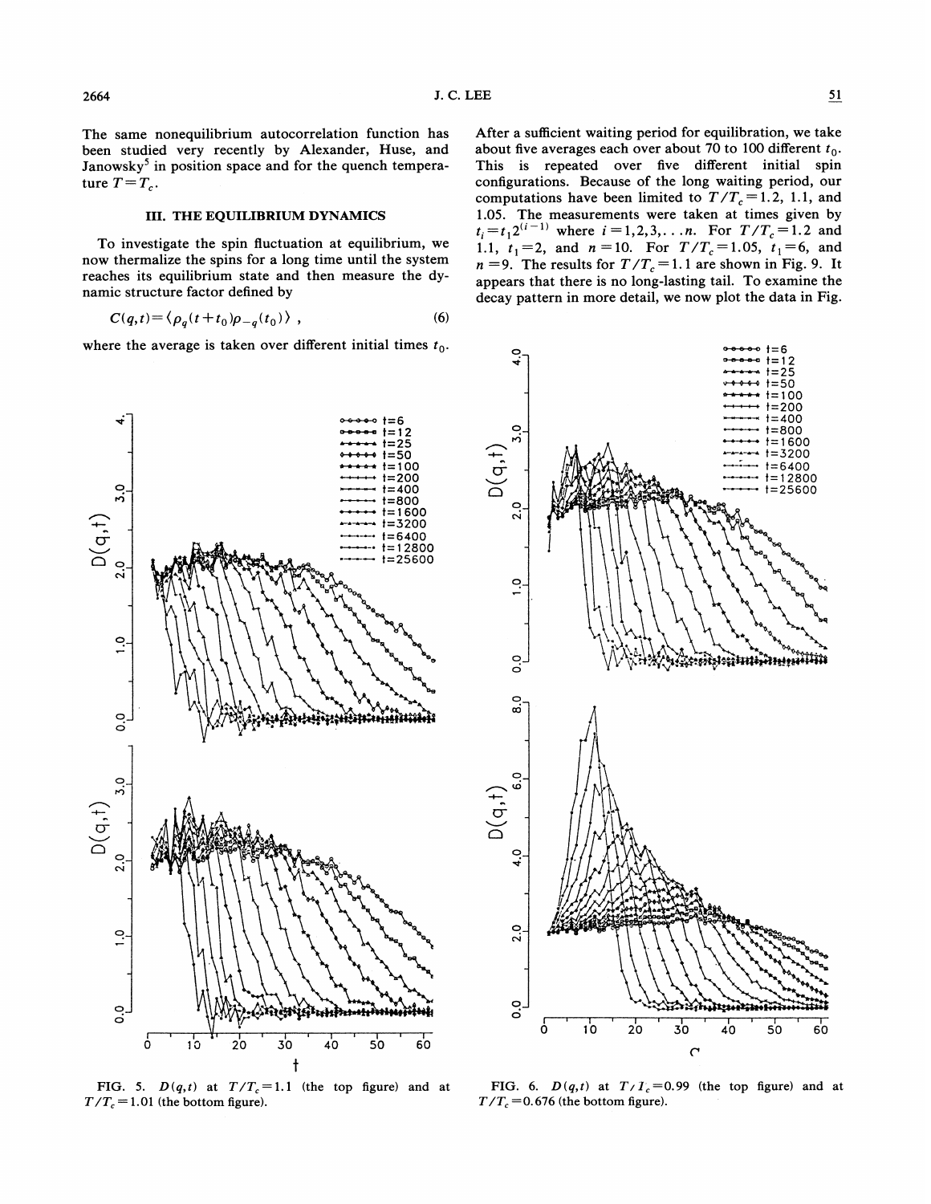The same nonequilibrium autocorrelation function has been studied very recently by Alexander, Huse, and Janowsky[5] in position space and for the quench temperature $T = T_c$.

### III. THE EQUILIBRIUM DYNAMICS

To investigate the spin fluctuation at equilibrium, we now thermalize the spins for a long time until the system reaches its equilibrium state and then measure the dynamic structure factor defined by

$$C(q,t) = \langle \rho_q(t+t_0)\rho_{-q}(t_0) \rangle , \qquad (6)$$

where the average is taken over different initial times $t_0$. After a sufficient waiting period for equilibration, we take about five averages each over about 70 to 100 different $t_0$. This is repeated over five different initial spin configurations. Because of the long waiting period, our computations have been limited to $T/T_c = 1.2$, 1.1, and 1.05. The measurements were taken at times given by $t_i = t_1 2^{(i-1)}$ where $i = 1, 2, 3, \ldots n$. For $T/T_c = 1.2$ and 1.1, $t_1 = 2$, and $n = 10$. For $T/T_c = 1.05$, $t_1 = 6$, and $n = 9$. The results for $T/T_c = 1.1$ are shown in Fig. 9. It appears that there is no long-lasting tail. To examine the decay pattern in more detail, we now plot the data in Fig.

FIG. 5. $D(q,t)$ at $T/T_c = 1.1$ (the top figure) and at $T/T_c = 1.01$ (the bottom figure).

FIG. 6. $D(q,t)$ at $T/T_c = 0.99$ (the top figure) and at $T/T_c = 0.676$ (the bottom figure).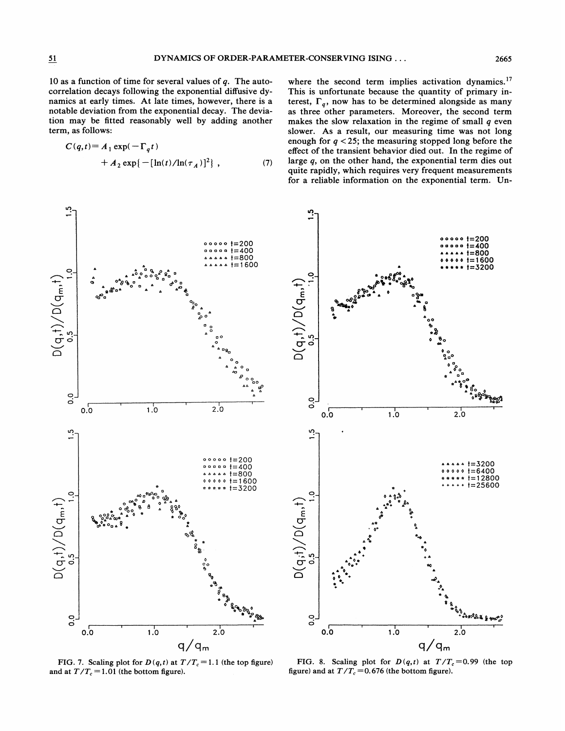10 as a function of time for several values of $q$. The autocorrelation decays following the exponential diffusive dynamics at early times. At late times, however, there is a notable deviation from the exponential decay. The deviation may be fitted reasonably well by adding another term, as follows:

$$C(q,t) = A_1 \exp(-\Gamma_q t) + A_2 \exp\{-[\ln(t)/\ln(\tau_A)]^2\} , \quad (7)$$

where the second term implies activation dynamics.[17] This is unfortunate because the quantity of primary interest, $\Gamma_q$, now has to be determined alongside as many as three other parameters. Moreover, the second term makes the slow relaxation in the regime of small $q$ even slower. As a result, our measuring time was not long enough for $q < 25$; the measuring stopped long before the effect of the transient behavior died out. In the regime of large $q$, on the other hand, the exponential term dies out quite rapidly, which requires very frequent measurements for a reliable information on the exponential term. Un-

FIG. 7. Scaling plot for $D(q,t)$ at $T/T_c = 1.1$ (the top figure) and at $T/T_c = 1.01$ (the bottom figure).

FIG. 8. Scaling plot for $D(q,t)$ at $T/T_c = 0.99$ (the top figure) and at $T/T_c = 0.676$ (the bottom figure).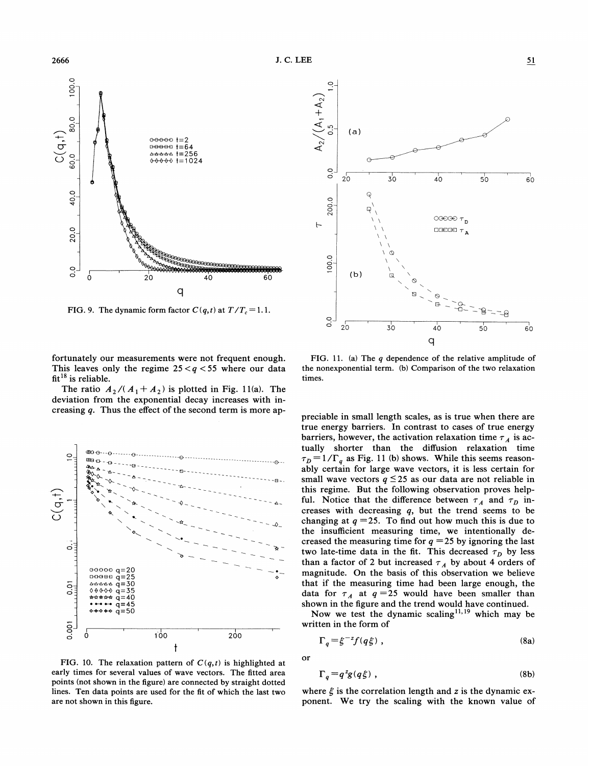FIG. 9. The dynamic form factor $C(q,t)$ at $T/T_c = 1.1$.

FIG. 10. The relaxation pattern of $C(q,t)$ is highlighted at early times for several values of wave vectors. The fitted area points (not shown in the figure) are connected by straight dotted lines. Ten data points are used for the fit of which the last two are not shown in this figure.

FIG. 11. (a) The $q$ dependence of the relative amplitude of the nonexponential term. (b) Comparison of the two relaxation times.

fortunately our measurements were not frequent enough. This leaves only the regime $25 < q < 55$ where our data fit[18] is reliable.

The ratio $A_2/(A_1+A_2)$ is plotted in Fig. 11(a). The deviation from the exponential decay increases with increasing $q$. Thus the effect of the second term is more appreciable in small length scales, as is true when there are true energy barriers. In contrast to cases of true energy barriers, however, the activation relaxation time $\tau_A$ is actually shorter than the diffusion relaxation time $\tau_D = 1/\Gamma_q$ as Fig. 11 (b) shows. While this seems reasonably certain for large wave vectors, it is less certain for small wave vectors $q \leq 25$ as our data are not reliable in this regime. But the following observation proves helpful. Notice that the difference between $\tau_A$ and $\tau_D$ increases with decreasing $q$, but the trend seems to be changing at $q = 25$. To find out how much this is due to the insufficient measuring time, we intentionally decreased the measuring time for $q = 25$ by ignoring the last two late-time data in the fit. This decreased $\tau_D$ by less than a factor of 2 but increased $\tau_A$ by about 4 orders of magnitude. On the basis of this observation we believe that if the measuring time had been large enough, the data for $\tau_A$ at $q = 25$ would have been smaller than shown in the figure and the trend would have continued.

Now we test the dynamic scaling[11,19] which may be written in the form of

$$\Gamma_q = \xi^{-z} f(q\xi) \, , \tag{8a}$$

or

$$\Gamma_q = q^z g(q\xi) \, , \tag{8b}$$

where $\xi$ is the correlation length and $z$ is the dynamic exponent. We try the scaling with the known value of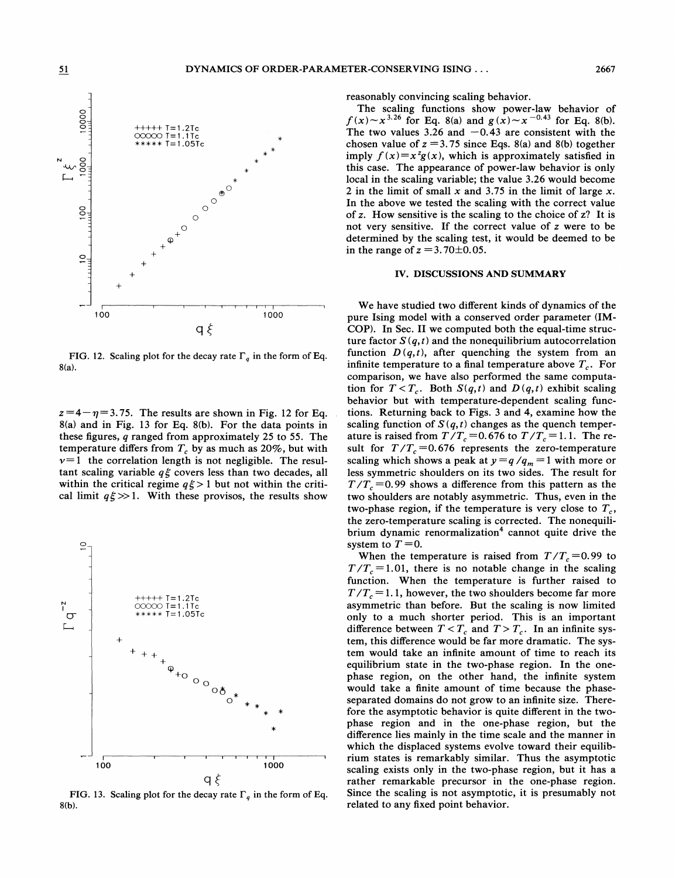FIG. 12. Scaling plot for the decay rate $\Gamma_q$ in the form of Eq. 8(a).

$z=4-\eta=3.75$. The results are shown in Fig. 12 for Eq. 8(a) and in Fig. 13 for Eq. 8(b). For the data points in these figures, $q$ ranged from approximately 25 to 55. The temperature differs from $T_c$ by as much as 20%, but with $\nu=1$ the correlation length is not negligible. The resultant scaling variable $q\xi$ covers less than two decades, all within the critical regime $q\xi>1$ but not within the critical limit $q\xi \gg 1$. With these provisos, the results show reasonably convincing scaling behavior.

FIG. 13. Scaling plot for the decay rate $\Gamma_q$ in the form of Eq. 8(b).

The scaling functions show power-law behavior of $f(x)\sim x^{3.26}$ for Eq. 8(a) and $g(x)\sim x^{-0.43}$ for Eq. 8(b). The two values 3.26 and $-0.43$ are consistent with the chosen value of $z=3.75$ since Eqs. 8(a) and 8(b) together imply $f(x)=x^z g(x)$, which is approximately satisfied in this case. The appearance of power-law behavior is only local in the scaling variable; the value 3.26 would become 2 in the limit of small $x$ and 3.75 in the limit of large $x$. In the above we tested the scaling with the correct value of $z$. How sensitive is the scaling to the choice of $z$? It is not very sensitive. If the correct value of $z$ were to be determined by the scaling test, it would be deemed to be in the range of $z=3.70\pm0.05$.

## IV. DISCUSSIONS AND SUMMARY

We have studied two different kinds of dynamics of the pure Ising model with a conserved order parameter (IMCOP). In Sec. II we computed both the equal-time structure factor $S(q,t)$ and the nonequilibrium autocorrelation function $D(q,t)$, after quenching the system from an infinite temperature to a final temperature above $T_c$. For comparison, we have also performed the same computation for $T<T_c$. Both $S(q,t)$ and $D(q,t)$ exhibit scaling behavior but with temperature-dependent scaling functions. Returning back to Figs. 3 and 4, examine how the scaling function of $S(q,t)$ changes as the quench temperature is raised from $T/T_c=0.676$ to $T/T_c=1.1$. The result for $T/T_c=0.676$ represents the zero-temperature scaling which shows a peak at $y=q/q_m=1$ with more or less symmetric shoulders on its two sides. The result for $T/T_c=0.99$ shows a difference from this pattern as the two shoulders are notably asymmetric. Thus, even in the two-phase region, if the temperature is very close to $T_c$, the zero-temperature scaling is corrected. The nonequilibrium dynamic renormalization[4] cannot quite drive the system to $T=0$.

When the temperature is raised from $T/T_c=0.99$ to $T/T_c=1.01$, there is no notable change in the scaling function. When the temperature is further raised to $T/T_c=1.1$, however, the two shoulders become far more asymmetric than before. But the scaling is now limited only to a much shorter period. This is an important difference between $T<T_c$ and $T>T_c$. In an infinite system, this difference would be far more dramatic. The system would take an infinite amount of time to reach its equilibrium state in the two-phase region. In the one-phase region, on the other hand, the infinite system would take a finite amount of time because the phase-separated domains do not grow to an infinite size. Therefore the asymptotic behavior is quite different in the two-phase region and in the one-phase region, but the difference lies mainly in the time scale and the manner in which the displaced systems evolve toward their equilibrium states is remarkably similar. Thus the asymptotic scaling exists only in the two-phase region, but it has a rather remarkable precursor in the one-phase region. Since the scaling is not asymptotic, it is presumably not related to any fixed point behavior.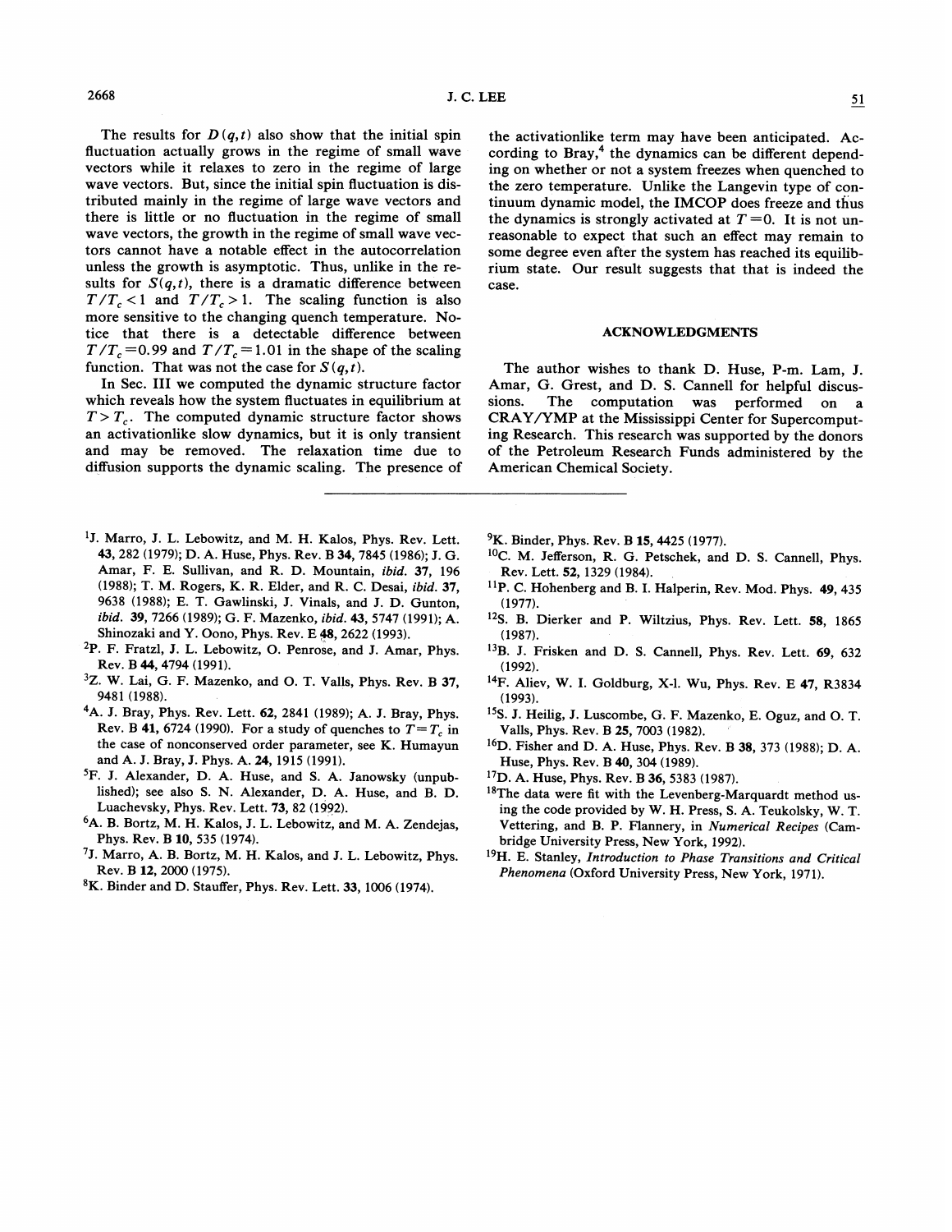The results for $D(q,t)$ also show that the initial spin fluctuation actually grows in the regime of small wave vectors while it relaxes to zero in the regime of large wave vectors. But, since the initial spin fluctuation is distributed mainly in the regime of large wave vectors and there is little or no fluctuation in the regime of small wave vectors, the growth in the regime of small wave vectors cannot have a notable effect in the autocorrelation unless the growth is asymptotic. Thus, unlike in the results for $S(q,t)$, there is a dramatic difference between $T/T_c < 1$ and $T/T_c > 1$. The scaling function is also more sensitive to the changing quench temperature. Notice that there is a detectable difference between $T/T_c = 0.99$ and $T/T_c = 1.01$ in the shape of the scaling function. That was not the case for $S(q,t)$.

In Sec. III we computed the dynamic structure factor which reveals how the system fluctuates in equilibrium at $T > T_c$. The computed dynamic structure factor shows an activationlike slow dynamics, but it is only transient and may be removed. The relaxation time due to diffusion supports the dynamic scaling. The presence of the activationlike term may have been anticipated. According to Bray,[4] the dynamics can be different depending on whether or not a system freezes when quenched to the zero temperature. Unlike the Langevin type of continuum dynamic model, the IMCOP does freeze and thus the dynamics is strongly activated at $T = 0$. It is not unreasonable to expect that such an effect may remain to some degree even after the system has reached its equilibrium state. Our result suggests that that is indeed the case.

## ACKNOWLEDGMENTS

The author wishes to thank D. Huse, P-m. Lam, J. Amar, G. Grest, and D. S. Cannell for helpful discussions. The computation was performed on a CRAY/YMP at the Mississippi Center for Supercomputing Research. This research was supported by the donors of the Petroleum Research Funds administered by the American Chemical Society.

---

[1] J. Marro, J. L. Lebowitz, and M. H. Kalos, Phys. Rev. Lett. **43**, 282 (1979); D. A. Huse, Phys. Rev. B **34**, 7845 (1986); J. G. Amar, F. E. Sullivan, and R. D. Mountain, *ibid.* **37**, 196 (1988); T. M. Rogers, K. R. Elder, and R. C. Desai, *ibid.* **37**, 9638 (1988); E. T. Gawlinski, J. Vinals, and J. D. Gunton, *ibid.* **39**, 7266 (1989); G. F. Mazenko, *ibid.* **43**, 5747 (1991); A. Shinozaki and Y. Oono, Phys. Rev. E **48**, 2622 (1993).

[2] P. F. Fratzl, J. L. Lebowitz, O. Penrose, and J. Amar, Phys. Rev. B **44**, 4794 (1991).

[3] Z. W. Lai, G. F. Mazenko, and O. T. Valls, Phys. Rev. B **37**, 9481 (1988).

[4] A. J. Bray, Phys. Rev. Lett. **62**, 2841 (1989); A. J. Bray, Phys. Rev. B **41**, 6724 (1990). For a study of quenches to $T = T_c$ in the case of nonconserved order parameter, see K. Humayun and A. J. Bray, J. Phys. A. **24**, 1915 (1991).

[5] F. J. Alexander, D. A. Huse, and S. A. Janowsky (unpublished); see also S. N. Alexander, D. A. Huse, and B. D. Luachevsky, Phys. Rev. Lett. **73**, 82 (1992).

[6] A. B. Bortz, M. H. Kalos, J. L. Lebowitz, and M. A. Zendejas, Phys. Rev. B **10**, 535 (1974).

[7] J. Marro, A. B. Bortz, M. H. Kalos, and J. L. Lebowitz, Phys. Rev. B **12**, 2000 (1975).

[8] K. Binder and D. Stauffer, Phys. Rev. Lett. **33**, 1006 (1974).

[9] K. Binder, Phys. Rev. B **15**, 4425 (1977).

[10] C. M. Jefferson, R. G. Petschek, and D. S. Cannell, Phys. Rev. Lett. **52**, 1329 (1984).

[11] P. C. Hohenberg and B. I. Halperin, Rev. Mod. Phys. **49**, 435 (1977).

[12] S. B. Dierker and P. Wiltzius, Phys. Rev. Lett. **58**, 1865 (1987).

[13] B. J. Frisken and D. S. Cannell, Phys. Rev. Lett. **69**, 632 (1992).

[14] F. Aliev, W. I. Goldburg, X-l. Wu, Phys. Rev. E **47**, R3834 (1993).

[15] S. J. Heilig, J. Luscombe, G. F. Mazenko, E. Oguz, and O. T. Valls, Phys. Rev. B **25**, 7003 (1982).

[16] D. Fisher and D. A. Huse, Phys. Rev. B **38**, 373 (1988); D. A. Huse, Phys. Rev. B **40**, 304 (1989).

[17] D. A. Huse, Phys. Rev. B **36**, 5383 (1987).

[18] The data were fit with the Levenberg-Marquardt method using the code provided by W. H. Press, S. A. Teukolsky, W. T. Vettering, and B. P. Flannery, in *Numerical Recipes* (Cambridge University Press, New York, 1992).

[19] H. E. Stanley, *Introduction to Phase Transitions and Critical Phenomena* (Oxford University Press, New York, 1971).